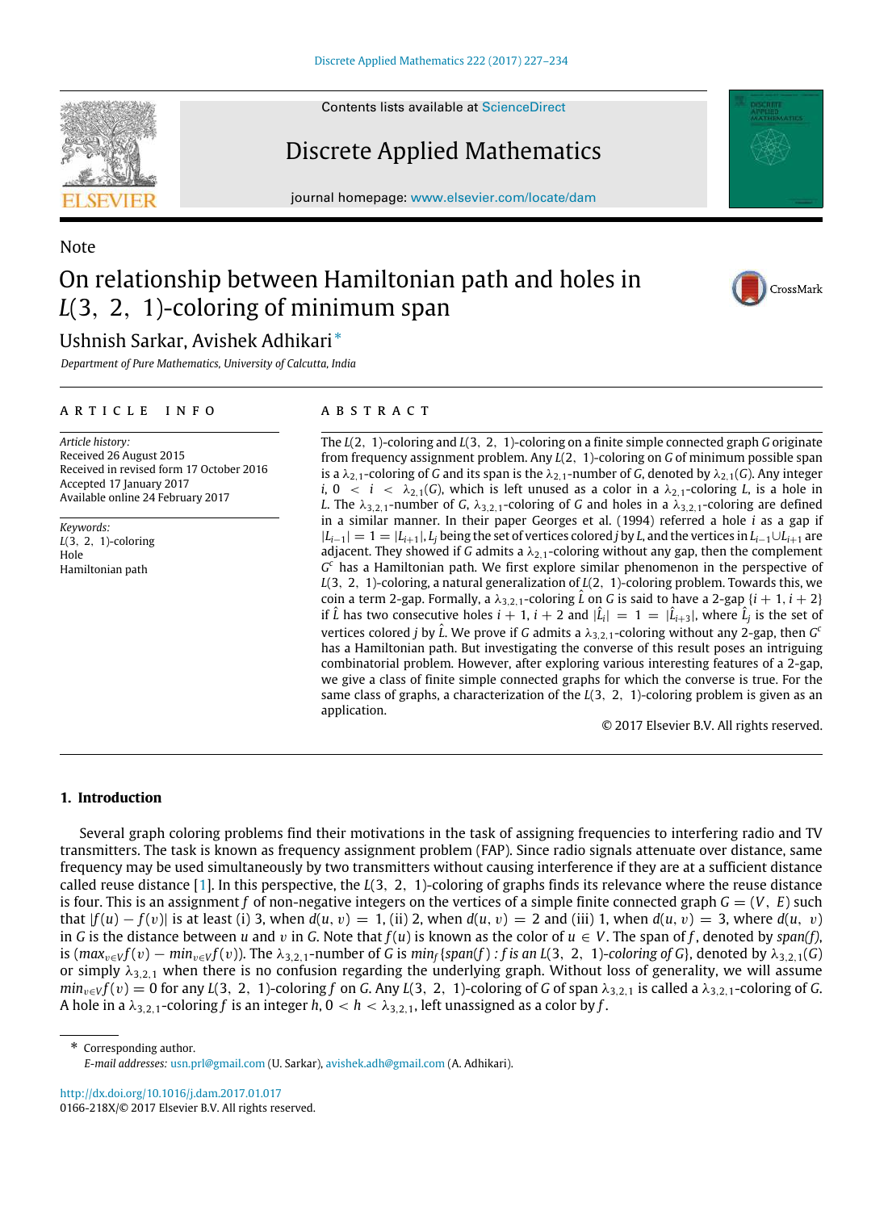Note

# On relationship between Hamiltonian path and holes in $L(3, 2, 1)$-coloring of minimum span

Ushnish Sarkar, Avishek Adhikari *

*Department of Pure Mathematics, University of Calcutta, India*

**ARTICLE INFO**

*Article history:*
Received 26 August 2015
Received in revised form 17 October 2016
Accepted 17 January 2017
Available online 24 February 2017

*Keywords:*
$L(3, 2, 1)$-coloring
Hole
Hamiltonian path

**ABSTRACT**

The $L(2, 1)$-coloring and $L(3, 2, 1)$-coloring on a finite simple connected graph $G$ originate from frequency assignment problem. Any $L(2, 1)$-coloring on $G$ of minimum possible span is a $\lambda_{2,1}$-coloring of $G$ and its span is the $\lambda_{2,1}$-number of $G$, denoted by $\lambda_{2,1}(G)$. Any integer $i$, $0 < i < \lambda_{2,1}(G)$, which is left unused as a color in a $\lambda_{2,1}$-coloring $L$, is a hole in $L$. The $\lambda_{3,2,1}$-number of $G$, $\lambda_{3,2,1}$-coloring of $G$ and holes in a $\lambda_{3,2,1}$-coloring are defined in a similar manner. In their paper Georges et al. (1994) referred a hole $i$ as a gap if $|L_{i-1}| = 1 = |L_{i+1}|$, $L_j$ being the set of vertices colored $j$ by $L$, and the vertices in $L_{i-1} \cup L_{i+1}$ are adjacent. They showed if $G$ admits a $\lambda_{2,1}$-coloring without any gap, then the complement $G^c$ has a Hamiltonian path. We first explore similar phenomenon in the perspective of $L(3, 2, 1)$-coloring, a natural generalization of $L(2, 1)$-coloring problem. Towards this, we coin a term 2-gap. Formally, a $\lambda_{3,2,1}$-coloring $\hat{L}$ on $G$ is said to have a 2-gap $\{i + 1, i + 2\}$ if $\hat{L}$ has two consecutive holes $i + 1$, $i + 2$ and $|\hat{L}_i| = 1 = |\hat{L}_{i+3}|$, where $\hat{L}_j$ is the set of vertices colored $j$ by $\hat{L}$. We prove if $G$ admits a $\lambda_{3,2,1}$-coloring without any 2-gap, then $G^c$ has a Hamiltonian path. But investigating the converse of this result poses an intriguing combinatorial problem. However, after exploring various interesting features of a 2-gap, we give a class of finite simple connected graphs for which the converse is true. For the same class of graphs, a characterization of the $L(3, 2, 1)$-coloring problem is given as an application.

© 2017 Elsevier B.V. All rights reserved.

## 1. Introduction

Several graph coloring problems find their motivations in the task of assigning frequencies to interfering radio and TV transmitters. The task is known as frequency assignment problem (FAP). Since radio signals attenuate over distance, same frequency may be used simultaneously by two transmitters without causing interference if they are at a sufficient distance called reuse distance [1]. In this perspective, the $L(3, 2, 1)$-coloring of graphs finds its relevance where the reuse distance is four. This is an assignment $f$ of non-negative integers on the vertices of a simple finite connected graph $G = (V, E)$ such that $|f(u) - f(v)|$ is at least (i) 3, when $d(u, v) = 1$, (ii) 2, when $d(u, v) = 2$ and (iii) 1, when $d(u, v) = 3$, where $d(u, v)$ in $G$ is the distance between $u$ and $v$ in $G$. Note that $f(u)$ is known as the color of $u \in V$. The span of $f$, denoted by *span(f)*, is $(max_{v \in V} f(v) - min_{v \in V} f(v))$. The $\lambda_{3,2,1}$-number of $G$ is $min_f\{span(f) : f \text{ is an } L(3, 2, 1)\text{-coloring of } G\}$, denoted by $\lambda_{3,2,1}(G)$ or simply $\lambda_{3,2,1}$ when there is no confusion regarding the underlying graph. Without loss of generality, we will assume $min_{v \in V} f(v) = 0$ for any $L(3, 2, 1)$-coloring $f$ on $G$. Any $L(3, 2, 1)$-coloring of $G$ of span $\lambda_{3,2,1}$ is called a $\lambda_{3,2,1}$-coloring of $G$. A hole in a $\lambda_{3,2,1}$-coloring $f$ is an integer $h$, $0 < h < \lambda_{3,2,1}$, left unassigned as a color by $f$.

* Corresponding author.
*E-mail addresses:* usn.prl@gmail.com (U. Sarkar), avishek.adh@gmail.com (A. Adhikari).

http://dx.doi.org/10.1016/j.dam.2017.01.017
0166-218X/© 2017 Elsevier B.V. All rights reserved.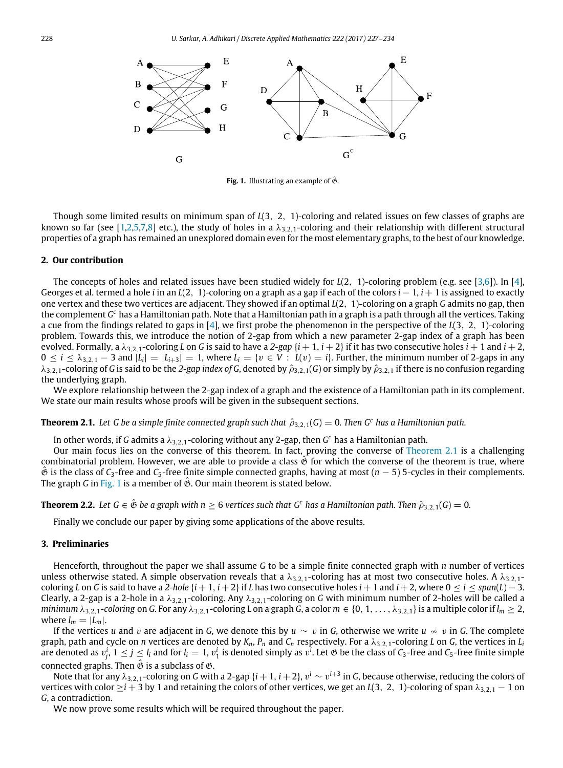**Fig. 1.** Illustrating an example of $\hat{\mathfrak{G}}$.

Though some limited results on minimum span of $L(3, 2, 1)$-coloring and related issues on few classes of graphs are known so far (see [1,2,5,7,8] etc.), the study of holes in a $\lambda_{3,2,1}$-coloring and their relationship with different structural properties of a graph has remained an unexplored domain even for the most elementary graphs, to the best of our knowledge.

## 2. Our contribution

The concepts of holes and related issues have been studied widely for $L(2, 1)$-coloring problem (e.g. see [3,6]). In [4], Georges et al. termed a hole $i$ in an $L(2, 1)$-coloring on a graph as a gap if each of the colors $i-1, i+1$ is assigned to exactly one vertex and these two vertices are adjacent. They showed if an optimal $L(2, 1)$-coloring on a graph $G$ admits no gap, then the complement $G^c$ has a Hamiltonian path. Note that a Hamiltonian path in a graph is a path through all the vertices. Taking a cue from the findings related to gaps in [4], we first probe the phenomenon in the perspective of the $L(3, 2, 1)$-coloring problem. Towards this, we introduce the notion of 2-gap from which a new parameter 2-gap index of a graph has been evolved. Formally, a $\lambda_{3,2,1}$-coloring $L$ on $G$ is said to have a *2-gap* $\{i+1, i+2\}$ if it has two consecutive holes $i+1$ and $i+2$, $0 \leq i \leq \lambda_{3,2,1} - 3$ and $|L_i| = |L_{i+3}| = 1$, where $L_i = \{v \in V : L(v) = i\}$. Further, the minimum number of 2-gaps in any $\lambda_{3,2,1}$-coloring of $G$ is said to be the *2-gap index of G*, denoted by $\hat{\rho}_{3,2,1}(G)$ or simply by $\hat{\rho}_{3,2,1}$ if there is no confusion regarding the underlying graph.

We explore relationship between the 2-gap index of a graph and the existence of a Hamiltonian path in its complement. We state our main results whose proofs will be given in the subsequent sections.

**Theorem 2.1.** *Let G be a simple finite connected graph such that $\hat{\rho}_{3,2,1}(G) = 0$. Then $G^c$ has a Hamiltonian path.*

In other words, if $G$ admits a $\lambda_{3,2,1}$-coloring without any 2-gap, then $G^c$ has a Hamiltonian path.

Our main focus lies on the converse of this theorem. In fact, proving the converse of Theorem 2.1 is a challenging combinatorial problem. However, we are able to provide a class $\hat{\mathfrak{G}}$ for which the converse of the theorem is true, where $\hat{\mathfrak{G}}$ is the class of $C_3$-free and $C_5$-free finite simple connected graphs, having at most $(n-5)$ 5-cycles in their complements. The graph $G$ in Fig. 1 is a member of $\hat{\mathfrak{G}}$. Our main theorem is stated below.

**Theorem 2.2.** *Let $G \in \hat{\mathfrak{G}}$ be a graph with $n \geq 6$ vertices such that $G^c$ has a Hamiltonian path. Then $\hat{\rho}_{3,2,1}(G) = 0$.*

Finally we conclude our paper by giving some applications of the above results.

## 3. Preliminaries

Henceforth, throughout the paper we shall assume $G$ to be a simple finite connected graph with $n$ number of vertices unless otherwise stated. A simple observation reveals that a $\lambda_{3,2,1}$-coloring has at most two consecutive holes. A $\lambda_{3,2,1}$-coloring $L$ on $G$ is said to have a *2-hole* $\{i+1, i+2\}$ if $L$ has two consecutive holes $i+1$ and $i+2$, where $0 \leq i \leq span(L) - 3$. Clearly, a 2-gap is a 2-hole in a $\lambda_{3,2,1}$-coloring. Any $\lambda_{3,2,1}$-coloring on $G$ with minimum number of 2-holes will be called a *minimum* $\lambda_{3,2,1}$*-coloring* on $G$. For any $\lambda_{3,2,1}$-coloring L on a graph $G$, a color $m \in \{0, 1, \ldots, \lambda_{3,2,1}\}$ is a multiple color if $l_m \geq 2$, where $l_m = |L_m|$.

If the vertices $u$ and $v$ are adjacent in $G$, we denote this by $u \sim v$ in $G$, otherwise we write $u \nsim v$ in $G$. The complete graph, path and cycle on $n$ vertices are denoted by $K_n$, $P_n$ and $C_n$ respectively. For a $\lambda_{3,2,1}$-coloring $L$ on $G$, the vertices in $L_i$ are denoted as $v_j^i$, $1 \leq j \leq l_i$ and for $l_i = 1$, $v_1^i$ is denoted simply as $v^i$. Let $\mathfrak{G}$ be the class of $C_3$-free and $C_5$-free finite simple connected graphs. Then $\hat{\mathfrak{G}}$ is a subclass of $\mathfrak{G}$.

Note that for any $\lambda_{3,2,1}$-coloring on $G$ with a 2-gap $\{i+1, i+2\}$, $v^i \sim v^{i+3}$ in $G$, because otherwise, reducing the colors of vertices with color $\geq i+3$ by 1 and retaining the colors of other vertices, we get an $L(3, 2, 1)$-coloring of span $\lambda_{3,2,1} - 1$ on $G$, a contradiction.

We now prove some results which will be required throughout the paper.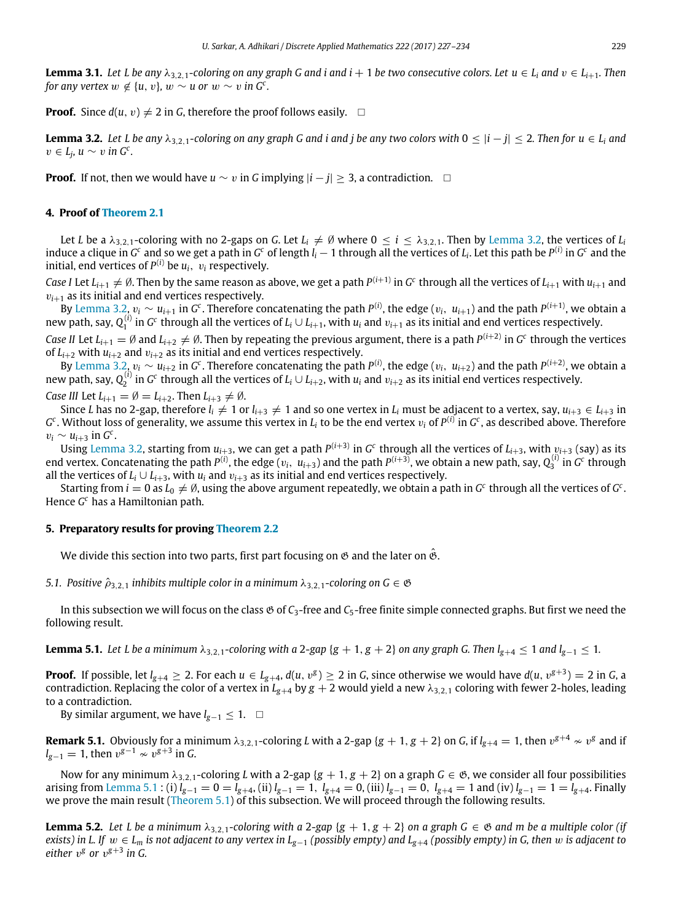**Lemma 3.1.** *Let $L$ be any $\lambda_{3,2,1}$-coloring on any graph $G$ and $i$ and $i+1$ be two consecutive colors. Let $u \in L_i$ and $v \in L_{i+1}$. Then for any vertex $w \notin \{u, v\}$, $w \sim u$ or $w \sim v$ in $G^c$.*

**Proof.** Since $d(u, v) \neq 2$ in $G$, therefore the proof follows easily. □

**Lemma 3.2.** *Let $L$ be any $\lambda_{3,2,1}$-coloring on any graph $G$ and $i$ and $j$ be any two colors with $0 \leq |i - j| \leq 2$. Then for $u \in L_i$ and $v \in L_j$, $u \sim v$ in $G^c$.*

**Proof.** If not, then we would have $u \sim v$ in $G$ implying $|i - j| \geq 3$, a contradiction. □

## 4. Proof of Theorem 2.1

Let $L$ be a $\lambda_{3,2,1}$-coloring with no 2-gaps on $G$. Let $L_i \neq \emptyset$ where $0 \leq i \leq \lambda_{3,2,1}$. Then by Lemma 3.2, the vertices of $L_i$ induce a clique in $G^c$ and so we get a path in $G^c$ of length $l_i - 1$ through all the vertices of $L_i$. Let this path be $P^{(i)}$ in $G^c$ and the initial, end vertices of $P^{(i)}$ be $u_i$, $v_i$ respectively.

*Case I* Let $L_{i+1} \neq \emptyset$. Then by the same reason as above, we get a path $P^{(i+1)}$ in $G^c$ through all the vertices of $L_{i+1}$ with $u_{i+1}$ and $v_{i+1}$ as its initial and end vertices respectively.

By Lemma 3.2, $v_i \sim u_{i+1}$ in $G^c$. Therefore concatenating the path $P^{(i)}$, the edge $(v_i, u_{i+1})$ and the path $P^{(i+1)}$, we obtain a new path, say, $Q_1^{(i)}$ in $G^c$ through all the vertices of $L_i \cup L_{i+1}$, with $u_i$ and $v_{i+1}$ as its initial and end vertices respectively.

*Case II* Let $L_{i+1} = \emptyset$ and $L_{i+2} \neq \emptyset$. Then by repeating the previous argument, there is a path $P^{(i+2)}$ in $G^c$ through the vertices of $L_{i+2}$ with $u_{i+2}$ and $v_{i+2}$ as its initial and end vertices respectively.

By Lemma 3.2, $v_i \sim u_{i+2}$ in $G^c$. Therefore concatenating the path $P^{(i)}$, the edge $(v_i, u_{i+2})$ and the path $P^{(i+2)}$, we obtain a new path, say, $Q_2^{(i)}$ in $G^c$ through all the vertices of $L_i \cup L_{i+2}$, with $u_i$ and $v_{i+2}$ as its initial end vertices respectively.

*Case III* Let $L_{i+1} = \emptyset = L_{i+2}$. Then $L_{i+3} \neq \emptyset$.

Since $L$ has no 2-gap, therefore $l_i \neq 1$ or $l_{i+3} \neq 1$ and so one vertex in $L_i$ must be adjacent to a vertex, say, $u_{i+3} \in L_{i+3}$ in $G^c$. Without loss of generality, we assume this vertex in $L_i$ to be the end vertex $v_i$ of $P^{(i)}$ in $G^c$, as described above. Therefore $v_i \sim u_{i+3}$ in $G^c$.

Using Lemma 3.2, starting from $u_{i+3}$, we can get a path $P^{(i+3)}$ in $G^c$ through all the vertices of $L_{i+3}$, with $v_{i+3}$ (say) as its end vertex. Concatenating the path $P^{(i)}$, the edge $(v_i, u_{i+3})$ and the path $P^{(i+3)}$, we obtain a new path, say, $Q_3^{(i)}$ in $G^c$ through all the vertices of $L_i \cup L_{i+3}$, with $u_i$ and $v_{i+3}$ as its initial and end vertices respectively.

Starting from $i = 0$ as $L_0 \neq \emptyset$, using the above argument repeatedly, we obtain a path in $G^c$ through all the vertices of $G^c$. Hence $G^c$ has a Hamiltonian path.

## 5. Preparatory results for proving Theorem 2.2

We divide this section into two parts, first part focusing on $\mathfrak{G}$ and the later on $\hat{\mathfrak{G}}$.

### 5.1. Positive $\hat{\rho}_{3,2,1}$ inhibits multiple color in a minimum $\lambda_{3,2,1}$-coloring on $G \in \mathfrak{G}$

In this subsection we will focus on the class $\mathfrak{G}$ of $C_3$-free and $C_5$-free finite simple connected graphs. But first we need the following result.

**Lemma 5.1.** *Let $L$ be a minimum $\lambda_{3,2,1}$-coloring with a 2-gap $\{g+1, g+2\}$ on any graph $G$. Then $l_{g+4} \leq 1$ and $l_{g-1} \leq 1$.*

**Proof.** If possible, let $l_{g+4} \geq 2$. For each $u \in L_{g+4}$, $d(u, v^g) \geq 2$ in $G$, since otherwise we would have $d(u, v^{g+3}) = 2$ in $G$, a contradiction. Replacing the color of a vertex in $L_{g+4}$ by $g+2$ would yield a new $\lambda_{3,2,1}$ coloring with fewer 2-holes, leading to a contradiction.

By similar argument, we have $l_{g-1} \leq 1$. □

**Remark 5.1.** Obviously for a minimum $\lambda_{3,2,1}$-coloring $L$ with a 2-gap $\{g+1, g+2\}$ on $G$, if $l_{g+4} = 1$, then $v^{g+4} \nsim v^g$ and if $l_{g-1} = 1$, then $v^{g-1} \nsim v^{g+3}$ in $G$.

Now for any minimum $\lambda_{3,2,1}$-coloring $L$ with a 2-gap $\{g+1, g+2\}$ on a graph $G \in \mathfrak{G}$, we consider all four possibilities arising from Lemma 5.1 : (i) $l_{g-1} = 0 = l_{g+4}$, (ii) $l_{g-1} = 1$, $l_{g+4} = 0$, (iii) $l_{g-1} = 0$, $l_{g+4} = 1$ and (iv) $l_{g-1} = 1 = l_{g+4}$. Finally we prove the main result (Theorem 5.1) of this subsection. We will proceed through the following results.

**Lemma 5.2.** *Let $L$ be a minimum $\lambda_{3,2,1}$-coloring with a 2-gap $\{g+1, g+2\}$ on a graph $G \in \mathfrak{G}$ and $m$ be a multiple color (if exists) in $L$. If $w \in L_m$ is not adjacent to any vertex in $L_{g-1}$ (possibly empty) and $L_{g+4}$ (possibly empty) in $G$, then $w$ is adjacent to either $v^g$ or $v^{g+3}$ in $G$.*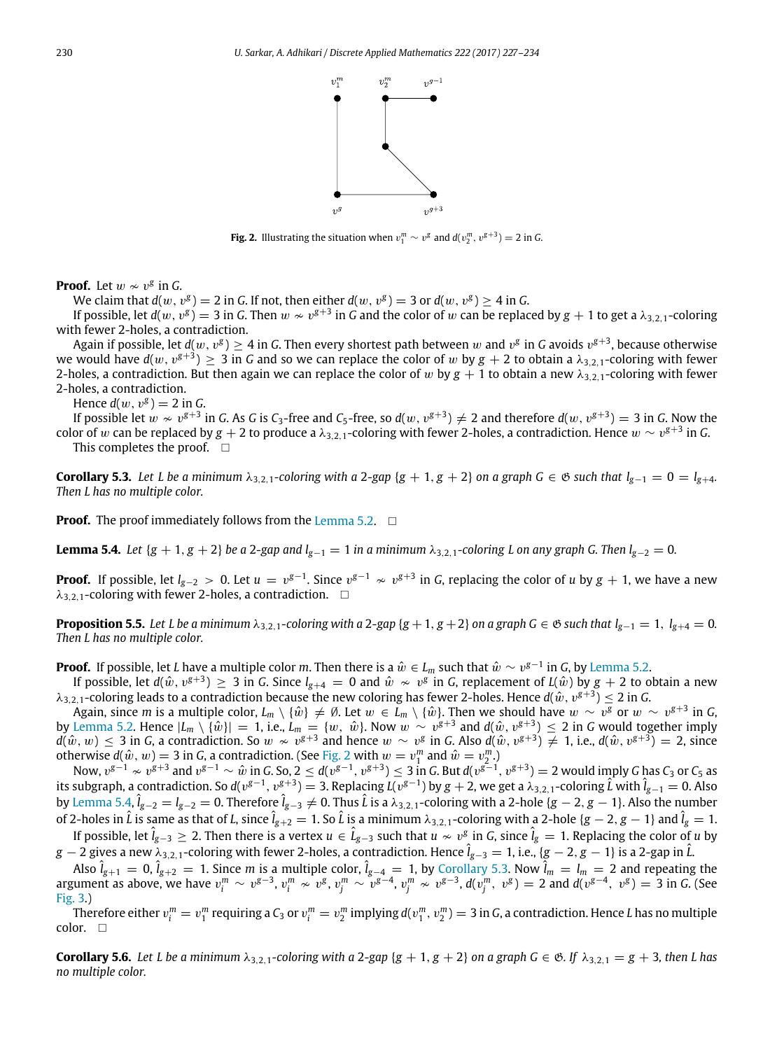**Fig. 2.** Illustrating the situation when $v_1^m \sim v^g$ and $d(v_2^m, v^{g+3}) = 2$ in $G$.

**Proof.** Let $w \nsim v^g$ in $G$.

We claim that $d(w, v^g) = 2$ in $G$. If not, then either $d(w, v^g) = 3$ or $d(w, v^g) \geq 4$ in $G$.

If possible, let $d(w, v^g) = 3$ in $G$. Then $w \nsim v^{g+3}$ in $G$ and the color of $w$ can be replaced by $g+1$ to get a $\lambda_{3,2,1}$-coloring with fewer 2-holes, a contradiction.

Again if possible, let $d(w, v^g) \geq 4$ in $G$. Then every shortest path between $w$ and $v^g$ in $G$ avoids $v^{g+3}$, because otherwise we would have $d(w, v^{g+3}) \geq 3$ in $G$ and so we can replace the color of $w$ by $g+2$ to obtain a $\lambda_{3,2,1}$-coloring with fewer 2-holes, a contradiction. But then again we can replace the color of $w$ by $g+1$ to obtain a new $\lambda_{3,2,1}$-coloring with fewer 2-holes, a contradiction.

Hence $d(w, v^g) = 2$ in $G$.

If possible let $w \nsim v^{g+3}$ in $G$. As $G$ is $C_3$-free and $C_5$-free, so $d(w, v^{g+3}) \neq 2$ and therefore $d(w, v^{g+3}) = 3$ in $G$. Now the color of $w$ can be replaced by $g+2$ to produce a $\lambda_{3,2,1}$-coloring with fewer 2-holes, a contradiction. Hence $w \sim v^{g+3}$ in $G$.

This completes the proof. $\square$

**Corollary 5.3.** *Let $L$ be a minimum $\lambda_{3,2,1}$-coloring with a 2-gap $\{g+1, g+2\}$ on a graph $G \in \mathfrak{G}$ such that $l_{g-1} = 0 = l_{g+4}$. Then $L$ has no multiple color.*

**Proof.** The proof immediately follows from the Lemma 5.2. $\square$

**Lemma 5.4.** *Let $\{g+1, g+2\}$ be a 2-gap and $l_{g-1} = 1$ in a minimum $\lambda_{3,2,1}$-coloring $L$ on any graph $G$. Then $l_{g-2} = 0$.*

**Proof.** If possible, let $l_{g-2} > 0$. Let $u = v^{g-1}$. Since $v^{g-1} \nsim v^{g+3}$ in $G$, replacing the color of $u$ by $g+1$, we have a new $\lambda_{3,2,1}$-coloring with fewer 2-holes, a contradiction. $\square$

**Proposition 5.5.** *Let $L$ be a minimum $\lambda_{3,2,1}$-coloring with a 2-gap $\{g+1, g+2\}$ on a graph $G \in \mathfrak{G}$ such that $l_{g-1} = 1$, $l_{g+4} = 0$. Then $L$ has no multiple color.*

**Proof.** If possible, let $L$ have a multiple color $m$. Then there is a $\hat{w} \in L_m$ such that $\hat{w} \sim v^{g-1}$ in $G$, by Lemma 5.2.

If possible, let $d(\hat{w}, v^{g+3}) \geq 3$ in $G$. Since $l_{g+4} = 0$ and $\hat{w} \nsim v^g$ in $G$, replacement of $L(\hat{w})$ by $g+2$ to obtain a new $\lambda_{3,2,1}$-coloring leads to a contradiction because the new coloring has fewer 2-holes. Hence $d(\hat{w}, v^{g+3}) \leq 2$ in $G$.

Again, since $m$ is a multiple color, $L_m \setminus \{\hat{w}\} \neq \emptyset$. Let $w \in L_m \setminus \{\hat{w}\}$. Then we should have $w \sim v^g$ or $w \sim v^{g+3}$ in $G$, by Lemma 5.2. Hence $|L_m \setminus \{\hat{w}\}| = 1$, i.e., $L_m = \{w, \hat{w}\}$. Now $w \sim v^{g+3}$ and $d(\hat{w}, v^{g+3}) \leq 2$ in $G$ would together imply $d(\hat{w}, w) \leq 3$ in $G$, a contradiction. So $w \nsim v^{g+3}$ and hence $w \sim v^g$ in $G$. Also $d(\hat{w}, v^{g+3}) \neq 1$, i.e., $d(\hat{w}, v^{g+3}) = 2$, since otherwise $d(\hat{w}, w) = 3$ in $G$, a contradiction. (See Fig. 2 with $w = v_1^m$ and $\hat{w} = v_2^m$.)

Now, $v^{g-1} \nsim v^{g+3}$ and $v^{g-1} \sim \hat{w}$ in $G$. So, $2 \leq d(v^{g-1}, v^{g+3}) \leq 3$ in $G$. But $d(v^{g-1}, v^{g+3}) = 2$ would imply $G$ has $C_3$ or $C_5$ as its subgraph, a contradiction. So $d(v^{g-1}, v^{g+3}) = 3$. Replacing $L(v^{g-1})$ by $g+2$, we get a $\lambda_{3,2,1}$-coloring $\hat{L}$ with $\hat{l}_{g-1} = 0$. Also by Lemma 5.4, $\hat{l}_{g-2} = l_{g-2} = 0$. Therefore $\hat{l}_{g-3} \neq 0$. Thus $\hat{L}$ is a $\lambda_{3,2,1}$-coloring with a 2-hole $\{g-2, g-1\}$. Also the number of 2-holes in $\hat{L}$ is same as that of $L$, since $\hat{l}_{g+2} = 1$. So $\hat{L}$ is a minimum $\lambda_{3,2,1}$-coloring with a 2-hole $\{g-2, g-1\}$ and $\hat{l}_g = 1$.

If possible, let $\hat{l}_{g-3} \geq 2$. Then there is a vertex $u \in \hat{L}_{g-3}$ such that $u \nsim v^g$ in $G$, since $\hat{l}_g = 1$. Replacing the color of $u$ by $g-2$ gives a new $\lambda_{3,2,1}$-coloring with fewer 2-holes, a contradiction. Hence $\hat{l}_{g-3} = 1$, i.e., $\{g-2, g-1\}$ is a 2-gap in $\hat{L}$.

Also $\hat{l}_{g+1} = 0$, $\hat{l}_{g+2} = 1$. Since $m$ is a multiple color, $\hat{l}_{g-4} = 1$, by Corollary 5.3. Now $\hat{l}_m = l_m = 2$ and repeating the argument as above, we have $v_i^m \sim v^{g-3}$, $v_i^m \nsim v^g$, $v_j^m \sim v^{g-4}$, $v_j^m \nsim v^{g-3}$, $d(v_j^m, v^g) = 2$ and $d(v^{g-4}, v^g) = 3$ in $G$. (See Fig. 3.)

Therefore either $v_i^m = v_1^m$ requiring a $C_3$ or $v_i^m = v_2^m$ implying $d(v_1^m, v_2^m) = 3$ in $G$, a contradiction. Hence $L$ has no multiple color. $\square$

**Corollary 5.6.** *Let $L$ be a minimum $\lambda_{3,2,1}$-coloring with a 2-gap $\{g+1, g+2\}$ on a graph $G \in \mathfrak{G}$. If $\lambda_{3,2,1} = g+3$, then $L$ has no multiple color.*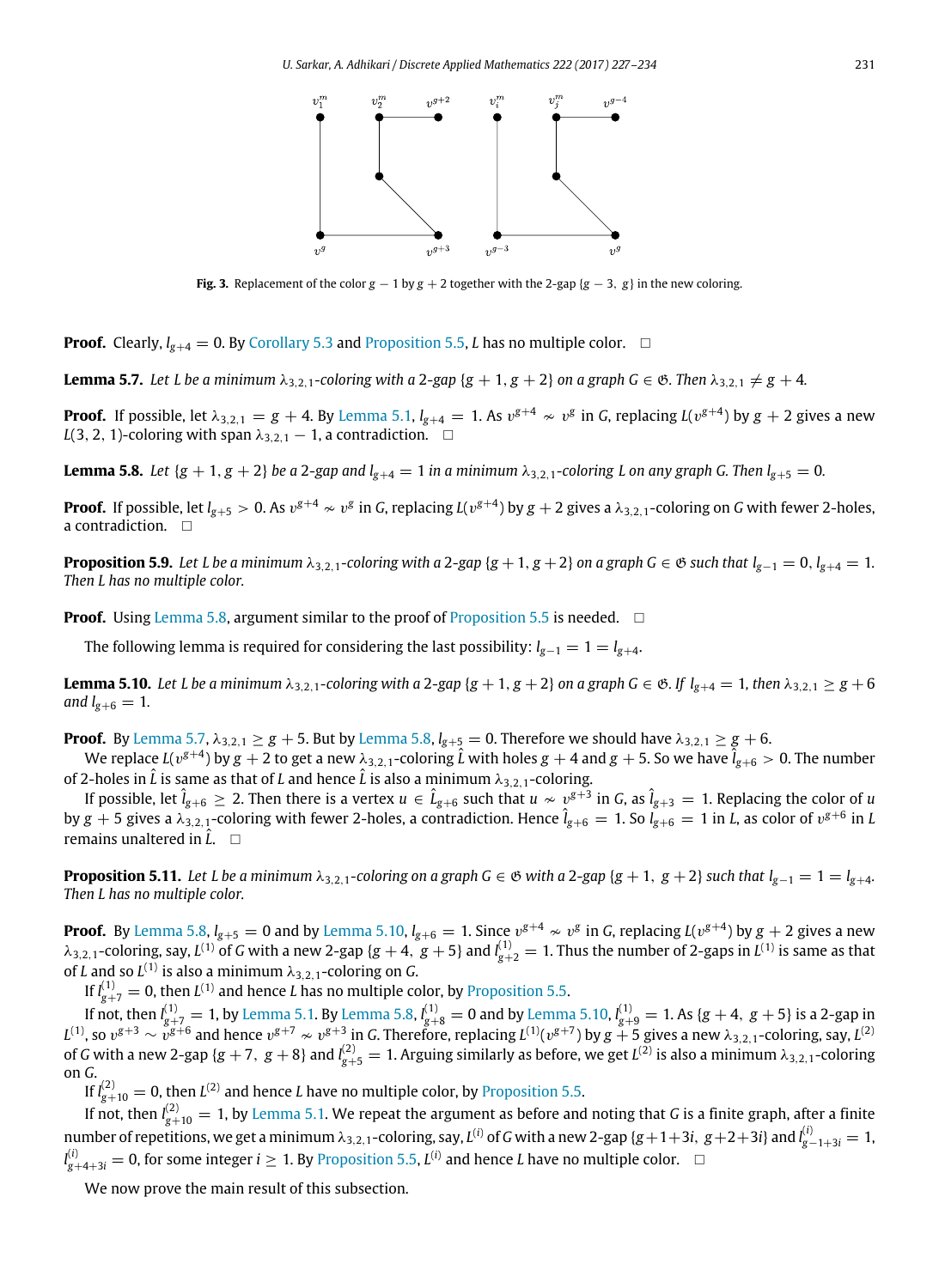**Fig. 3.** Replacement of the color $g-1$ by $g+2$ together with the 2-gap $\{g-3, g\}$ in the new coloring.

**Proof.** Clearly, $l_{g+4} = 0$. By Corollary 5.3 and Proposition 5.5, $L$ has no multiple color. $\square$

**Lemma 5.7.** *Let $L$ be a minimum $\lambda_{3,2,1}$-coloring with a 2-gap $\{g+1, g+2\}$ on a graph $G \in \mathfrak{G}$. Then $\lambda_{3,2,1} \neq g+4$.*

**Proof.** If possible, let $\lambda_{3,2,1} = g+4$. By Lemma 5.1, $l_{g+4} = 1$. As $v^{g+4} \nsim v^{g}$ in $G$, replacing $L(v^{g+4})$ by $g+2$ gives a new $L(3, 2, 1)$-coloring with span $\lambda_{3,2,1} - 1$, a contradiction. $\square$

**Lemma 5.8.** *Let $\{g+1, g+2\}$ be a 2-gap and $l_{g+4} = 1$ in a minimum $\lambda_{3,2,1}$-coloring $L$ on any graph $G$. Then $l_{g+5} = 0$.*

**Proof.** If possible, let $l_{g+5} > 0$. As $v^{g+4} \nsim v^{g}$ in $G$, replacing $L(v^{g+4})$ by $g+2$ gives a $\lambda_{3,2,1}$-coloring on $G$ with fewer 2-holes, a contradiction. $\square$

**Proposition 5.9.** *Let $L$ be a minimum $\lambda_{3,2,1}$-coloring with a 2-gap $\{g+1, g+2\}$ on a graph $G \in \mathfrak{G}$ such that $l_{g-1} = 0$, $l_{g+4} = 1$. Then $L$ has no multiple color.*

**Proof.** Using Lemma 5.8, argument similar to the proof of Proposition 5.5 is needed. $\square$

The following lemma is required for considering the last possibility: $l_{g-1} = 1 = l_{g+4}$.

**Lemma 5.10.** *Let $L$ be a minimum $\lambda_{3,2,1}$-coloring with a 2-gap $\{g+1, g+2\}$ on a graph $G \in \mathfrak{G}$. If $l_{g+4} = 1$, then $\lambda_{3,2,1} \geq g+6$ and $l_{g+6} = 1$.*

**Proof.** By Lemma 5.7, $\lambda_{3,2,1} \geq g+5$. But by Lemma 5.8, $l_{g+5} = 0$. Therefore we should have $\lambda_{3,2,1} \geq g+6$.

We replace $L(v^{g+4})$ by $g+2$ to get a new $\lambda_{3,2,1}$-coloring $\hat{L}$ with holes $g+4$ and $g+5$. So we have $\hat{l}_{g+6} > 0$. The number of 2-holes in $\hat{L}$ is same as that of $L$ and hence $\hat{L}$ is also a minimum $\lambda_{3,2,1}$-coloring.

If possible, let $\hat{l}_{g+6} \geq 2$. Then there is a vertex $u \in \hat{L}_{g+6}$ such that $u \nsim v^{g+3}$ in $G$, as $\hat{l}_{g+3} = 1$. Replacing the color of $u$ by $g+5$ gives a $\lambda_{3,2,1}$-coloring with fewer 2-holes, a contradiction. Hence $\hat{l}_{g+6} = 1$. So $l_{g+6} = 1$ in $L$, as color of $v^{g+6}$ in $L$ remains unaltered in $\hat{L}$. $\square$

**Proposition 5.11.** *Let $L$ be a minimum $\lambda_{3,2,1}$-coloring on a graph $G \in \mathfrak{G}$ with a 2-gap $\{g+1, g+2\}$ such that $l_{g-1} = 1 = l_{g+4}$. Then $L$ has no multiple color.*

**Proof.** By Lemma 5.8, $l_{g+5} = 0$ and by Lemma 5.10, $l_{g+6} = 1$. Since $v^{g+4} \nsim v^{g}$ in $G$, replacing $L(v^{g+4})$ by $g+2$ gives a new $\lambda_{3,2,1}$-coloring, say, $L^{(1)}$ of $G$ with a new 2-gap $\{g+4, g+5\}$ and $l^{(1)}_{g+2} = 1$. Thus the number of 2-gaps in $L^{(1)}$ is same as that of $L$ and so $L^{(1)}$ is also a minimum $\lambda_{3,2,1}$-coloring on $G$.

If $l^{(1)}_{g+7} = 0$, then $L^{(1)}$ and hence $L$ has no multiple color, by Proposition 5.5.

If not, then $l^{(1)}_{g+7} = 1$, by Lemma 5.1. By Lemma 5.8, $l^{(1)}_{g+8} = 0$ and by Lemma 5.10, $l^{(1)}_{g+9} = 1$. As $\{g+4, g+5\}$ is a 2-gap in $L^{(1)}$, so $v^{g+3} \sim v^{g+6}$ and hence $v^{g+7} \nsim v^{g+3}$ in $G$. Therefore, replacing $L^{(1)}(v^{g+7})$ by $g+5$ gives a new $\lambda_{3,2,1}$-coloring, say, $L^{(2)}$ of $G$ with a new 2-gap $\{g+7, g+8\}$ and $l^{(2)}_{g+5} = 1$. Arguing similarly as before, we get $L^{(2)}$ is also a minimum $\lambda_{3,2,1}$-coloring on $G$.

If $l^{(2)}_{g+10} = 0$, then $L^{(2)}$ and hence $L$ have no multiple color, by Proposition 5.5.

If not, then $l^{(2)}_{g+10} = 1$, by Lemma 5.1. We repeat the argument as before and noting that $G$ is a finite graph, after a finite number of repetitions, we get a minimum $\lambda_{3,2,1}$-coloring, say, $L^{(i)}$ of $G$ with a new 2-gap $\{g+1+3i, g+2+3i\}$ and $l^{(i)}_{g-1+3i} = 1$, $l^{(i)}_{g+4+3i} = 0$, for some integer $i \geq 1$. By Proposition 5.5, $L^{(i)}$ and hence $L$ have no multiple color. $\square$

We now prove the main result of this subsection.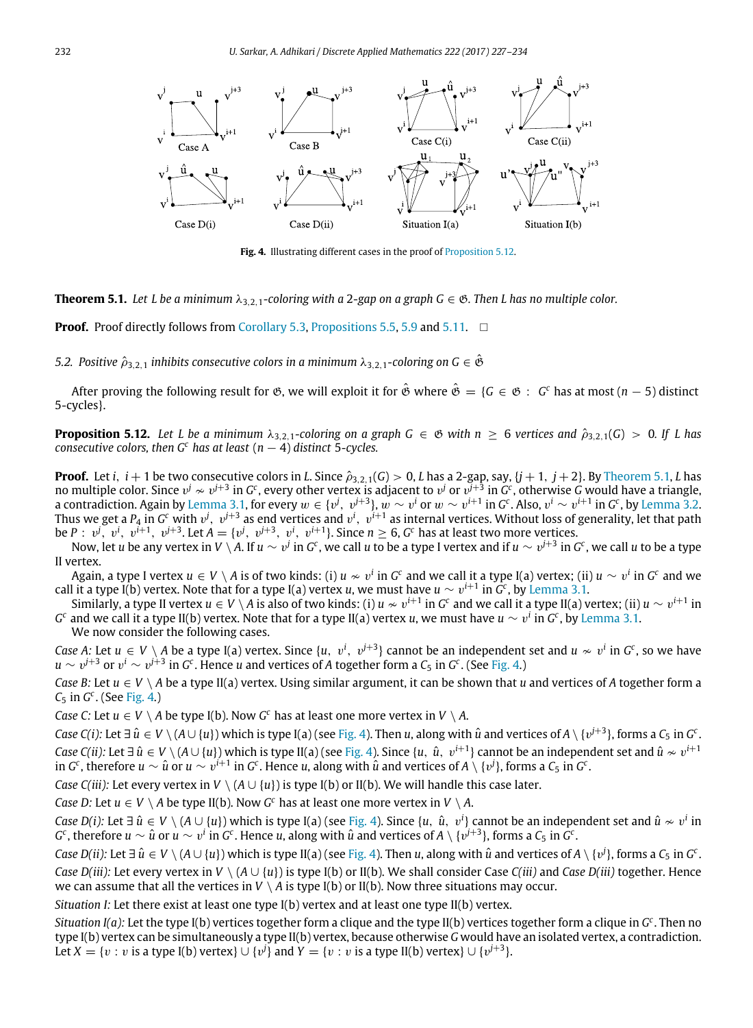Fig. 4. Illustrating different cases in the proof of Proposition 5.12.

**Theorem 5.1.** *Let $L$ be a minimum $\lambda_{3,2,1}$-coloring with a 2-gap on a graph $G \in \mathfrak{G}$. Then $L$ has no multiple color.*

**Proof.** Proof directly follows from Corollary 5.3, Propositions 5.5, 5.9 and 5.11. $\square$

*5.2. Positive $\hat{\rho}_{3,2,1}$ inhibits consecutive colors in a minimum $\lambda_{3,2,1}$-coloring on $G \in \hat{\mathfrak{G}}$*

After proving the following result for $\mathfrak{G}$, we will exploit it for $\hat{\mathfrak{G}}$ where $\hat{\mathfrak{G}} = \{G \in \mathfrak{G} : G^c$ has at most $(n-5)$ distinct 5-cycles$\}$.

**Proposition 5.12.** *Let $L$ be a minimum $\lambda_{3,2,1}$-coloring on a graph $G \in \mathfrak{G}$ with $n \geq 6$ vertices and $\hat{\rho}_{3,2,1}(G) > 0$. If $L$ has consecutive colors, then $G^c$ has at least $(n-4)$ distinct 5-cycles.*

**Proof.** Let $i$, $i+1$ be two consecutive colors in $L$. Since $\hat{\rho}_{3,2,1}(G) > 0$, $L$ has a 2-gap, say, $\{j+1, j+2\}$. By Theorem 5.1, $L$ has no multiple color. Since $v^j \nsim v^{j+3}$ in $G^c$, every other vertex is adjacent to $v^j$ or $v^{j+3}$ in $G^c$, otherwise $G$ would have a triangle, a contradiction. Again by Lemma 3.1, for every $w \in \{v^j, v^{j+3}\}$, $w \sim v^i$ or $w \sim v^{i+1}$ in $G^c$. Also, $v^i \sim v^{i+1}$ in $G^c$, by Lemma 3.2. Thus we get a $P_4$ in $G^c$ with $v^j$, $v^{j+3}$ as end vertices and $v^i$, $v^{i+1}$ as internal vertices. Without loss of generality, let that path be $P : v^j, v^i, v^{i+1}, v^{j+3}$. Let $A = \{v^j, v^{j+3}, v^i, v^{i+1}\}$. Since $n \geq 6$, $G^c$ has at least two more vertices.

Now, let $u$ be any vertex in $V \setminus A$. If $u \sim v^j$ in $G^c$, we call $u$ to be a type I vertex and if $u \sim v^{j+3}$ in $G^c$, we call $u$ to be a type II vertex.

Again, a type I vertex $u \in V \setminus A$ is of two kinds: (i) $u \nsim v^i$ in $G^c$ and we call it a type I(a) vertex; (ii) $u \sim v^i$ in $G^c$ and we call it a type I(b) vertex. Note that for a type I(a) vertex $u$, we must have $u \sim v^{i+1}$ in $G^c$, by Lemma 3.1.

Similarly, a type II vertex $u \in V \setminus A$ is also of two kinds: (i) $u \nsim v^{i+1}$ in $G^c$ and we call it a type II(a) vertex; (ii) $u \sim v^{i+1}$ in $G^c$ and we call it a type II(b) vertex. Note that for a type II(a) vertex $u$, we must have $u \sim v^i$ in $G^c$, by Lemma 3.1.

We now consider the following cases.

*Case A:* Let $u \in V \setminus A$ be a type I(a) vertex. Since $\{u, v^i, v^{j+3}\}$ cannot be an independent set and $u \nsim v^i$ in $G^c$, so we have $u \sim v^{j+3}$ or $v^i \sim v^{j+3}$ in $G^c$. Hence $u$ and vertices of $A$ together form a $C_5$ in $G^c$. (See Fig. 4.)

*Case B:* Let $u \in V \setminus A$ be a type II(a) vertex. Using similar argument, it can be shown that $u$ and vertices of $A$ together form a $C_5$ in $G^c$. (See Fig. 4.)

*Case C:* Let $u \in V \setminus A$ be type I(b). Now $G^c$ has at least one more vertex in $V \setminus A$.

*Case C(i):* Let $\exists\, \hat{u} \in V \setminus (A \cup \{u\})$ which is type I(a) (see Fig. 4). Then $u$, along with $\hat{u}$ and vertices of $A \setminus \{v^{j+3}\}$, forms a $C_5$ in $G^c$.

*Case C(ii):* Let $\exists\, \hat{u} \in V \setminus (A \cup \{u\})$ which is type II(a) (see Fig. 4). Since $\{u, \hat{u}, v^{i+1}\}$ cannot be an independent set and $\hat{u} \nsim v^{i+1}$ in $G^c$, therefore $u \sim \hat{u}$ or $u \sim v^{i+1}$ in $G^c$. Hence $u$, along with $\hat{u}$ and vertices of $A \setminus \{v^j\}$, forms a $C_5$ in $G^c$.

*Case C(iii):* Let every vertex in $V \setminus (A \cup \{u\})$ is type I(b) or II(b). We will handle this case later.

*Case D:* Let $u \in V \setminus A$ be type II(b). Now $G^c$ has at least one more vertex in $V \setminus A$.

*Case D(i):* Let $\exists\, \hat{u} \in V \setminus (A \cup \{u\})$ which is type I(a) (see Fig. 4). Since $\{u, \hat{u}, v^i\}$ cannot be an independent set and $\hat{u} \nsim v^i$ in $G^c$, therefore $u \sim \hat{u}$ or $u \sim v^i$ in $G^c$. Hence $u$, along with $\hat{u}$ and vertices of $A \setminus \{v^{j+3}\}$, forms a $C_5$ in $G^c$.

*Case D(ii):* Let $\exists\, \hat{u} \in V \setminus (A \cup \{u\})$ which is type II(a) (see Fig. 4). Then $u$, along with $\hat{u}$ and vertices of $A \setminus \{v^j\}$, forms a $C_5$ in $G^c$.

*Case D(iii):* Let every vertex in $V \setminus (A \cup \{u\})$ is type I(b) or II(b). We shall consider Case *C(iii)* and Case *D(iii)* together. Hence we can assume that all the vertices in $V \setminus A$ is type I(b) or II(b). Now three situations may occur.

*Situation I:* Let there exist at least one type I(b) vertex and at least one type II(b) vertex.

*Situation I(a):* Let the type I(b) vertices together form a clique and the type II(b) vertices together form a clique in $G^c$. Then no type I(b) vertex can be simultaneously a type II(b) vertex, because otherwise $G$ would have an isolated vertex, a contradiction. Let $X = \{v : v \text{ is a type I(b) vertex}\} \cup \{v^j\}$ and $Y = \{v : v \text{ is a type II(b) vertex}\} \cup \{v^{j+3}\}$.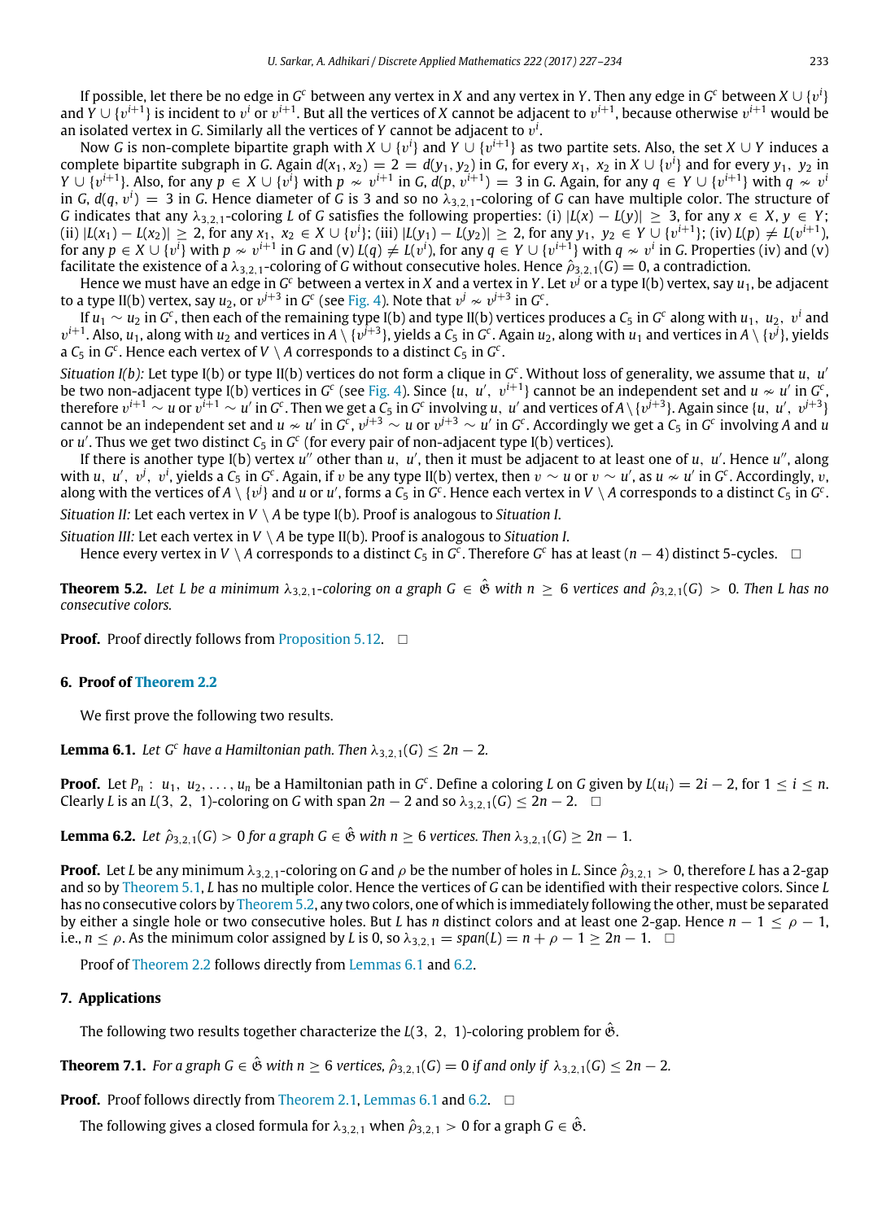If possible, let there be no edge in $G^c$ between any vertex in $X$ and any vertex in $Y$. Then any edge in $G^c$ between $X \cup \{v^i\}$ and $Y \cup \{v^{i+1}\}$ is incident to $v^i$ or $v^{i+1}$. But all the vertices of $X$ cannot be adjacent to $v^{i+1}$, because otherwise $v^{i+1}$ would be an isolated vertex in $G$. Similarly all the vertices of $Y$ cannot be adjacent to $v^i$.

Now $G$ is non-complete bipartite graph with $X \cup \{v^i\}$ and $Y \cup \{v^{i+1}\}$ as two partite sets. Also, the set $X \cup Y$ induces a complete bipartite subgraph in $G$. Again $d(x_1, x_2) = 2 = d(y_1, y_2)$ in $G$, for every $x_1, x_2$ in $X \cup \{v^i\}$ and for every $y_1, y_2$ in $Y \cup \{v^{i+1}\}$. Also, for any $p \in X \cup \{v^i\}$ with $p \nsim v^{i+1}$ in $G$, $d(p, v^{i+1}) = 3$ in $G$. Again, for any $q \in Y \cup \{v^{i+1}\}$ with $q \nsim v^i$ in $G$, $d(q, v^i) = 3$ in $G$. Hence diameter of $G$ is 3 and so no $\lambda_{3,2,1}$-coloring of $G$ can have multiple color. The structure of $G$ indicates that any $\lambda_{3,2,1}$-coloring $L$ of $G$ satisfies the following properties: (i) $|L(x) - L(y)| \geq 3$, for any $x \in X, y \in Y$; (ii) $|L(x_1) - L(x_2)| \geq 2$, for any $x_1, x_2 \in X \cup \{v^i\}$; (iii) $|L(y_1) - L(y_2)| \geq 2$, for any $y_1, y_2 \in Y \cup \{v^{i+1}\}$; (iv) $L(p) \neq L(v^{i+1})$, for any $p \in X \cup \{v^i\}$ with $p \nsim v^{i+1}$ in $G$ and (v) $L(q) \neq L(v^i)$, for any $q \in Y \cup \{v^{i+1}\}$ with $q \nsim v^i$ in $G$. Properties (iv) and (v) facilitate the existence of a $\lambda_{3,2,1}$-coloring of $G$ without consecutive holes. Hence $\hat{\rho}_{3,2,1}(G) = 0$, a contradiction.

Hence we must have an edge in $G^c$ between a vertex in $X$ and a vertex in $Y$. Let $v^j$ or a type I(b) vertex, say $u_1$, be adjacent to a type II(b) vertex, say $u_2$, or $v^{j+3}$ in $G^c$ (see Fig. 4). Note that $v^j \nsim v^{j+3}$ in $G^c$.

If $u_1 \sim u_2$ in $G^c$, then each of the remaining type I(b) and type II(b) vertices produces a $C_5$ in $G^c$ along with $u_1$, $u_2$, $v^i$ and $v^{i+1}$. Also, $u_1$, along with $u_2$ and vertices in $A \setminus \{v^{j+3}\}$, yields a $C_5$ in $G^c$. Again $u_2$, along with $u_1$ and vertices in $A \setminus \{v^j\}$, yields a $C_5$ in $G^c$. Hence each vertex of $V \setminus A$ corresponds to a distinct $C_5$ in $G^c$.

*Situation I(b):* Let type I(b) or type II(b) vertices do not form a clique in $G^c$. Without loss of generality, we assume that $u$, $u'$ be two non-adjacent type I(b) vertices in $G^c$ (see Fig. 4). Since $\{u, u', v^{i+1}\}$ cannot be an independent set and $u \nsim u'$ in $G^c$, therefore $v^{i+1} \sim u$ or $v^{i+1} \sim u'$ in $G^c$. Then we get a $C_5$ in $G^c$ involving $u$, $u'$ and vertices of $A \setminus \{v^{j+3}\}$. Again since $\{u, u', v^{j+3}\}$ cannot be an independent set and $u \nsim u'$ in $G^c$, $v^{j+3} \sim u$ or $v^{j+3} \sim u'$ in $G^c$. Accordingly we get a $C_5$ in $G^c$ involving $A$ and $u$ or $u'$. Thus we get two distinct $C_5$ in $G^c$ (for every pair of non-adjacent type I(b) vertices).

If there is another type I(b) vertex $u''$ other than $u$, $u'$, then it must be adjacent to at least one of $u$, $u'$. Hence $u''$, along with $u$, $u'$, $v^j$, $v^i$, yields a $C_5$ in $G^c$. Again, if $v$ be any type II(b) vertex, then $v \sim u$ or $v \sim u'$, as $u \nsim u'$ in $G^c$. Accordingly, $v$, along with the vertices of $A \setminus \{v^j\}$ and $u$ or $u'$, forms a $C_5$ in $G^c$. Hence each vertex in $V \setminus A$ corresponds to a distinct $C_5$ in $G^c$.

*Situation II:* Let each vertex in $V \setminus A$ be type I(b). Proof is analogous to *Situation I*.

*Situation III:* Let each vertex in $V \setminus A$ be type II(b). Proof is analogous to *Situation I*.

Hence every vertex in $V \setminus A$ corresponds to a distinct $C_5$ in $G^c$. Therefore $G^c$ has at least $(n-4)$ distinct 5-cycles. $\square$

**Theorem 5.2.** *Let $L$ be a minimum $\lambda_{3,2,1}$-coloring on a graph $G \in \hat{\mathfrak{G}}$ with $n \geq 6$ vertices and $\hat{\rho}_{3,2,1}(G) > 0$. Then $L$ has no consecutive colors.*

**Proof.** Proof directly follows from Proposition 5.12. $\square$

## 6. Proof of Theorem 2.2

We first prove the following two results.

**Lemma 6.1.** *Let $G^c$ have a Hamiltonian path. Then $\lambda_{3,2,1}(G) \leq 2n - 2$.*

**Proof.** Let $P_n : u_1, u_2, \ldots, u_n$ be a Hamiltonian path in $G^c$. Define a coloring $L$ on $G$ given by $L(u_i) = 2i - 2$, for $1 \leq i \leq n$. Clearly $L$ is an $L(3, 2, 1)$-coloring on $G$ with span $2n - 2$ and so $\lambda_{3,2,1}(G) \leq 2n - 2$. $\square$

**Lemma 6.2.** *Let $\hat{\rho}_{3,2,1}(G) > 0$ for a graph $G \in \hat{\mathfrak{G}}$ with $n \geq 6$ vertices. Then $\lambda_{3,2,1}(G) \geq 2n - 1$.*

**Proof.** Let $L$ be any minimum $\lambda_{3,2,1}$-coloring on $G$ and $\rho$ be the number of holes in $L$. Since $\hat{\rho}_{3,2,1} > 0$, therefore $L$ has a 2-gap and so by Theorem 5.1, $L$ has no multiple color. Hence the vertices of $G$ can be identified with their respective colors. Since $L$ has no consecutive colors by Theorem 5.2, any two colors, one of which is immediately following the other, must be separated by either a single hole or two consecutive holes. But $L$ has $n$ distinct colors and at least one 2-gap. Hence $n - 1 \leq \rho - 1$, i.e., $n \leq \rho$. As the minimum color assigned by $L$ is 0, so $\lambda_{3,2,1} = span(L) = n + \rho - 1 \geq 2n - 1$. $\square$

Proof of Theorem 2.2 follows directly from Lemmas 6.1 and 6.2.

## 7. Applications

The following two results together characterize the $L(3, 2, 1)$-coloring problem for $\hat{\mathfrak{G}}$.

**Theorem 7.1.** *For a graph $G \in \hat{\mathfrak{G}}$ with $n \geq 6$ vertices, $\hat{\rho}_{3,2,1}(G) = 0$ if and only if $\lambda_{3,2,1}(G) \leq 2n - 2$.*

**Proof.** Proof follows directly from Theorem 2.1, Lemmas 6.1 and 6.2. $\square$

The following gives a closed formula for $\lambda_{3,2,1}$ when $\hat{\rho}_{3,2,1} > 0$ for a graph $G \in \hat{\mathfrak{G}}$.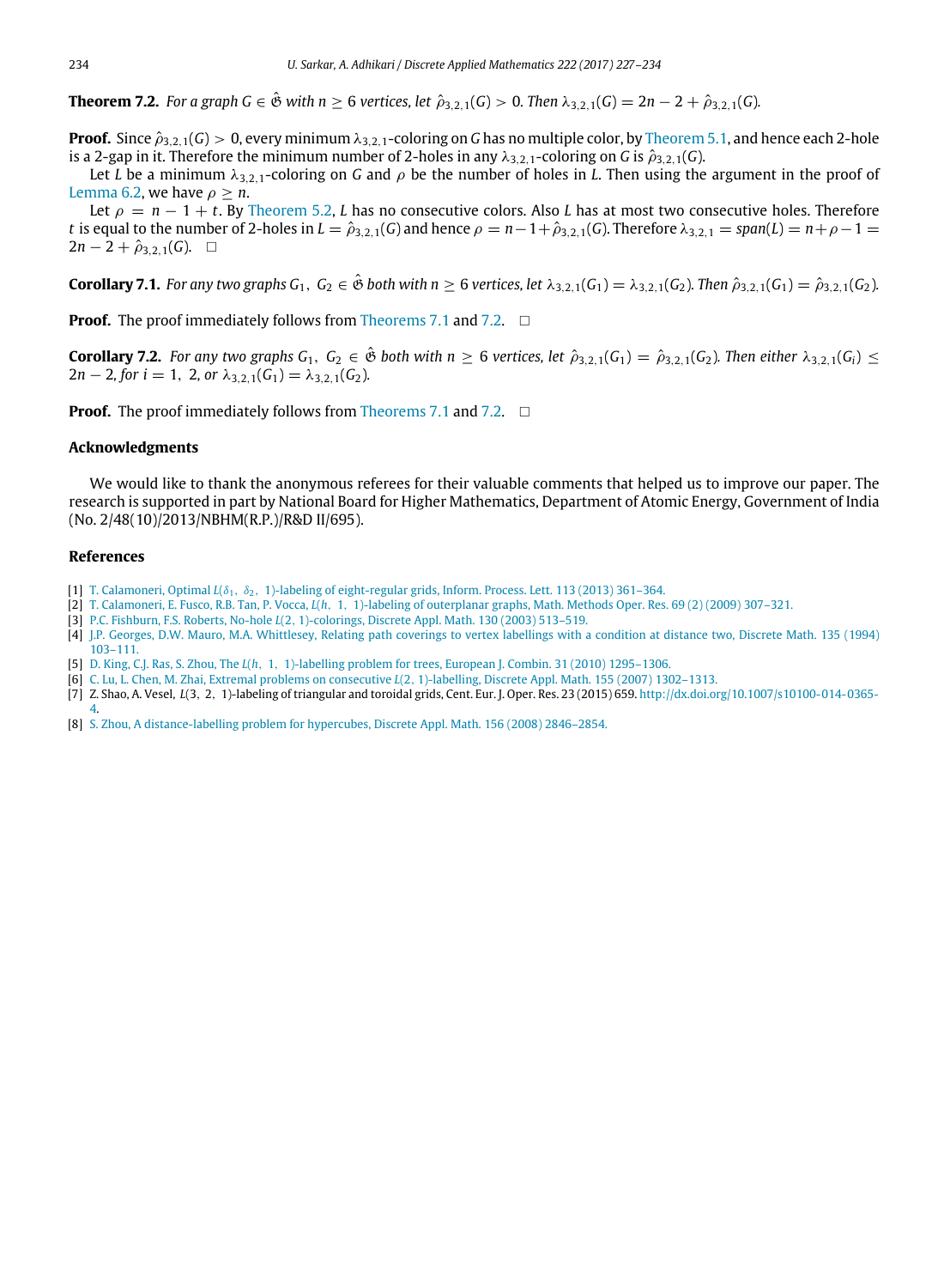**Theorem 7.2.** *For a graph $G \in \hat{\mathfrak{G}}$ with $n \geq 6$ vertices, let $\hat{\rho}_{3,2,1}(G) > 0$. Then $\lambda_{3,2,1}(G) = 2n - 2 + \hat{\rho}_{3,2,1}(G)$.*

**Proof.** Since $\hat{\rho}_{3,2,1}(G) > 0$, every minimum $\lambda_{3,2,1}$-coloring on $G$ has no multiple color, by Theorem 5.1, and hence each 2-hole is a 2-gap in it. Therefore the minimum number of 2-holes in any $\lambda_{3,2,1}$-coloring on $G$ is $\hat{\rho}_{3,2,1}(G)$.

Let $L$ be a minimum $\lambda_{3,2,1}$-coloring on $G$ and $\rho$ be the number of holes in $L$. Then using the argument in the proof of Lemma 6.2, we have $\rho \geq n$.

Let $\rho = n - 1 + t$. By Theorem 5.2, $L$ has no consecutive colors. Also $L$ has at most two consecutive holes. Therefore $t$ is equal to the number of 2-holes in $L = \hat{\rho}_{3,2,1}(G)$ and hence $\rho = n - 1 + \hat{\rho}_{3,2,1}(G)$. Therefore $\lambda_{3,2,1} = span(L) = n + \rho - 1 = 2n - 2 + \hat{\rho}_{3,2,1}(G)$. □

**Corollary 7.1.** *For any two graphs $G_1, G_2 \in \hat{\mathfrak{G}}$ both with $n \geq 6$ vertices, let $\lambda_{3,2,1}(G_1) = \lambda_{3,2,1}(G_2)$. Then $\hat{\rho}_{3,2,1}(G_1) = \hat{\rho}_{3,2,1}(G_2)$.*

**Proof.** The proof immediately follows from Theorems 7.1 and 7.2. □

**Corollary 7.2.** *For any two graphs $G_1, G_2 \in \hat{\mathfrak{G}}$ both with $n \geq 6$ vertices, let $\hat{\rho}_{3,2,1}(G_1) = \hat{\rho}_{3,2,1}(G_2)$. Then either $\lambda_{3,2,1}(G_i) \leq 2n - 2$, for $i = 1, 2$, or $\lambda_{3,2,1}(G_1) = \lambda_{3,2,1}(G_2)$.*

**Proof.** The proof immediately follows from Theorems 7.1 and 7.2. □

## Acknowledgments

We would like to thank the anonymous referees for their valuable comments that helped us to improve our paper. The research is supported in part by National Board for Higher Mathematics, Department of Atomic Energy, Government of India (No. 2/48(10)/2013/NBHM(R.P.)/R&D II/695).

## References

[1] T. Calamoneri, Optimal $L(\delta_1, \delta_2, 1)$-labeling of eight-regular grids, Inform. Process. Lett. 113 (2013) 361–364.

[2] T. Calamoneri, E. Fusco, R.B. Tan, P. Vocca, $L(h, 1, 1)$-labeling of outerplanar graphs, Math. Methods Oper. Res. 69 (2) (2009) 307–321.

[3] P.C. Fishburn, F.S. Roberts, No-hole $L(2, 1)$-colorings, Discrete Appl. Math. 130 (2003) 513–519.

[4] J.P. Georges, D.W. Mauro, M.A. Whittlesey, Relating path coverings to vertex labellings with a condition at distance two, Discrete Math. 135 (1994) 103–111.

[5] D. King, C.J. Ras, S. Zhou, The $L(h, 1, 1)$-labelling problem for trees, European J. Combin. 31 (2010) 1295–1306.

[6] C. Lu, L. Chen, M. Zhai, Extremal problems on consecutive $L(2, 1)$-labelling, Discrete Appl. Math. 155 (2007) 1302–1313.

[7] Z. Shao, A. Vesel, $L(3, 2, 1)$-labeling of triangular and toroidal grids, Cent. Eur. J. Oper. Res. 23 (2015) 659. http://dx.doi.org/10.1007/s10100-014-0365-4.

[8] S. Zhou, A distance-labelling problem for hypercubes, Discrete Appl. Math. 156 (2008) 2846–2854.